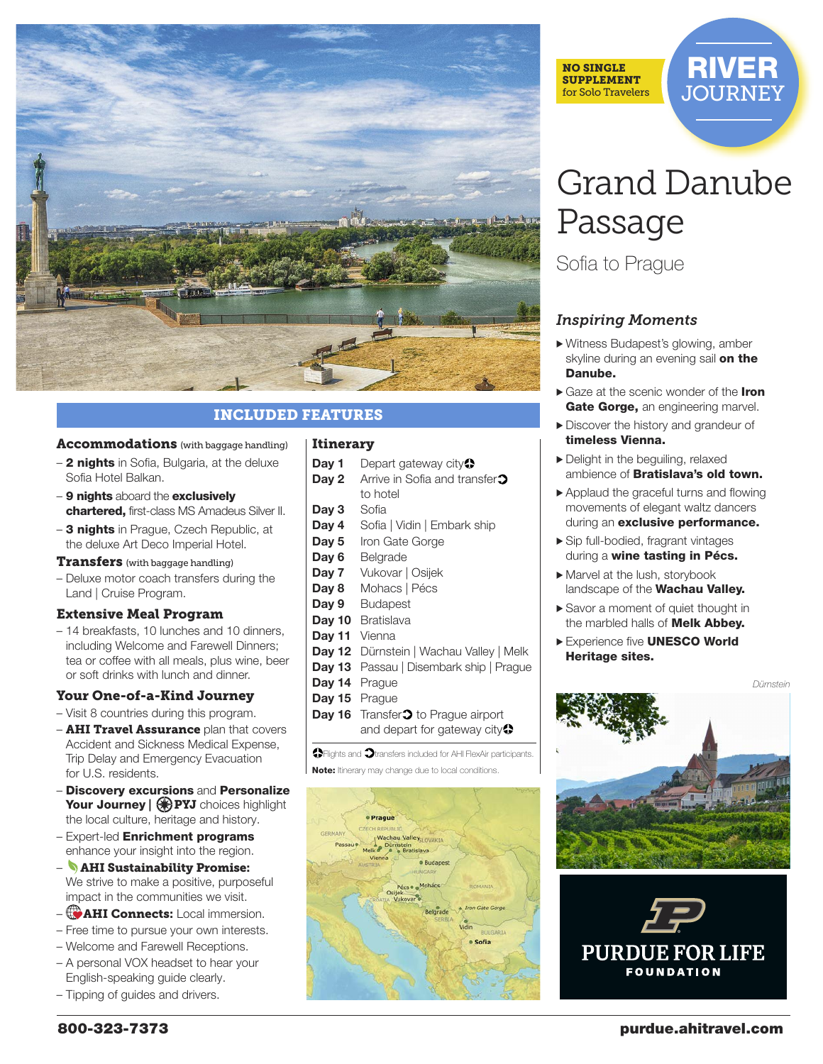NO SINGLE SUPPLEMENT for Solo Travelers

**RIVER JOURNEY**

# Grand Danube Passage

Sofia to Prague

## *Inspiring Moments*

- Witness Budapest's glowing, amber skyline during an evening sail **on the Danube.**
- Gaze at the scenic wonder of the **Iron Gate Gorge,** an engineering marvel.
- Discover the history and grandeur of **timeless Vienna.**
- Delight in the beguiling, relaxed ambience of **Bratislava's old town.**
- Applaud the graceful turns and flowing movements of elegant waltz dancers during an **exclusive performance.**
- Sip full-bodied, fragrant vintages during a **wine tasting in Pécs.**
- Marvel at the lush, storybook landscape of the **Wachau Valley.**
- Savor a moment of quiet thought in the marbled halls of **Melk Abbey.**
- Experience five **UNESCO World Heritage sites.**

*Dürnstein*

## INCLUDED FEATURES

### Accommodations (with baggage handling)

- **2 nights** in Sofia, Bulgaria, at the deluxe Sofia Hotel Balkan.
- **9 nights** aboard the **exclusively chartered,** first-class MS Amadeus Silver II.
- **3 nights** in Prague, Czech Republic, at the deluxe Art Deco Imperial Hotel.

### Transfers (with baggage handling)

- Deluxe motor coach transfers during the Land | Cruise Program.

### Extensive Meal Program

- 14 breakfasts, 10 lunches and 10 dinners, including Welcome and Farewell Dinners; tea or coffee with all meals, plus wine, beer or soft drinks with lunch and dinner.

### Your One-of-a-Kind Journey

- Visit 8 countries during this program.
- **AHI Travel Assurance** plan that covers Accident and Sickness Medical Expense, Trip Delay and Emergency Evacuation for U.S. residents.
- **Discovery excursions** and **Personalize Your Journey** | **PYJ** choices highlight the local culture, heritage and history.
- Expert-led **Enrichment programs** enhance your insight into the region.
- **AHI Sustainability Promise:** We strive to make a positive, purposeful impact in the communities we visit.
- **AHI Connects:** Local immersion.
- Free time to pursue your own interests.
- Welcome and Farewell Receptions.
- A personal VOX headset to hear your English-speaking guide clearly.
- Tipping of guides and drivers.

### Itinerary

| | |
|---|---|
| **Day 1** | Depart gateway city✈ |
| **Day 2** | Arrive in Sofia and transfer➲ to hotel |
| **Day 3** | Sofia |
| **Day 4** | Sofia \| Vidin \| Embark ship |
| **Day 5** | Iron Gate Gorge |
| **Day 6** | Belgrade |
| **Day 7** | Vukovar \| Osijek |
| **Day 8** | Mohacs \| Pécs |
| **Day 9** | Budapest |
| **Day 10** | Bratislava |
| **Day 11** | Vienna |
| **Day 12** | Dürnstein \| Wachau Valley \| Melk |
| **Day 13** | Passau \| Disembark ship \| Prague |
| **Day 14** | Prague |
| **Day 15** | Prague |
| **Day 16** | Transfer➲ to Prague airport and depart for gateway city✈ |

✈Flights and ➲transfers included for AHI FlexAir participants.

**Note:** Itinerary may change due to local conditions.

PURDUE FOR LIFE FOUNDATION

800-323-7373

purdue.ahitravel.com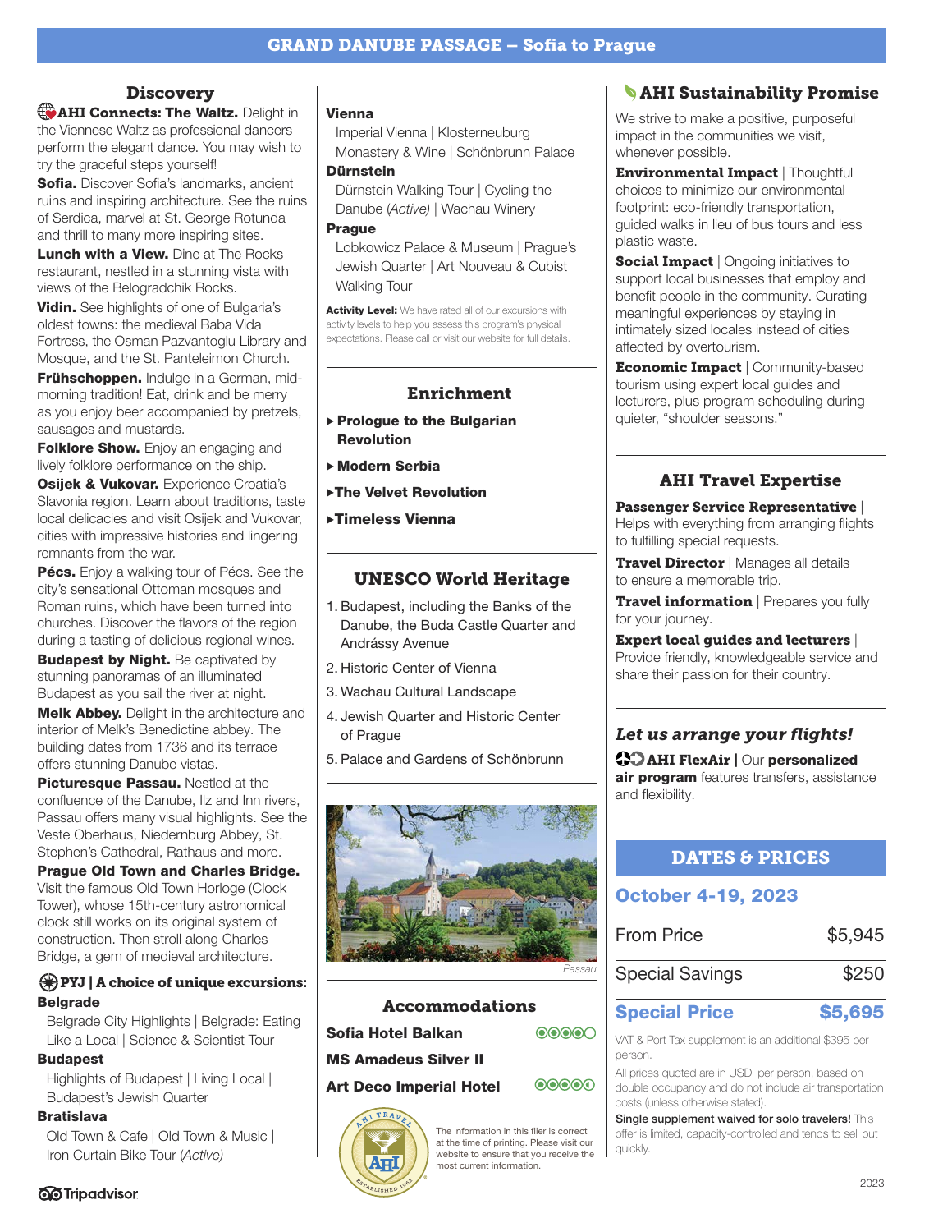# GRAND DANUBE PASSAGE – Sofia to Prague

## Discovery

**AHI Connects: The Waltz.** Delight in the Viennese Waltz as professional dancers perform the elegant dance. You may wish to try the graceful steps yourself!

**Sofia.** Discover Sofia's landmarks, ancient ruins and inspiring architecture. See the ruins of Serdica, marvel at St. George Rotunda and thrill to many more inspiring sites.

**Lunch with a View.** Dine at The Rocks restaurant, nestled in a stunning vista with views of the Belogradchik Rocks.

**Vidin.** See highlights of one of Bulgaria's oldest towns: the medieval Baba Vida Fortress, the Osman Pazvantoglu Library and Mosque, and the St. Panteleimon Church.

**Frühschoppen.** Indulge in a German, mid-morning tradition! Eat, drink and be merry as you enjoy beer accompanied by pretzels, sausages and mustards.

**Folklore Show.** Enjoy an engaging and lively folklore performance on the ship.

**Osijek & Vukovar.** Experience Croatia's Slavonia region. Learn about traditions, taste local delicacies and visit Osijek and Vukovar, cities with impressive histories and lingering remnants from the war.

**Pécs.** Enjoy a walking tour of Pécs. See the city's sensational Ottoman mosques and Roman ruins, which have been turned into churches. Discover the flavors of the region during a tasting of delicious regional wines.

**Budapest by Night.** Be captivated by stunning panoramas of an illuminated Budapest as you sail the river at night.

**Melk Abbey.** Delight in the architecture and interior of Melk's Benedictine abbey. The building dates from 1736 and its terrace offers stunning Danube vistas.

**Picturesque Passau.** Nestled at the confluence of the Danube, Ilz and Inn rivers, Passau offers many visual highlights. See the Veste Oberhaus, Niedernburg Abbey, St. Stephen's Cathedral, Rathaus and more.

**Prague Old Town and Charles Bridge.** Visit the famous Old Town Horloge (Clock Tower), whose 15th-century astronomical clock still works on its original system of construction. Then stroll along Charles Bridge, a gem of medieval architecture.

**PYJ | A choice of unique excursions:**

**Belgrade**
Belgrade City Highlights | Belgrade: Eating Like a Local | Science & Scientist Tour

**Budapest**
Highlights of Budapest | Living Local | Budapest's Jewish Quarter

**Bratislava**
Old Town & Cafe | Old Town & Music | Iron Curtain Bike Tour *(Active)*

**Vienna**
Imperial Vienna | Klosterneuburg Monastery & Wine | Schönbrunn Palace

**Dürnstein**
Dürnstein Walking Tour | Cycling the Danube *(Active)* | Wachau Winery

**Prague**
Lobkowicz Palace & Museum | Prague's Jewish Quarter | Art Nouveau & Cubist Walking Tour

**Activity Level:** We have rated all of our excursions with activity levels to help you assess this program's physical expectations. Please call or visit our website for full details.

## Enrichment

- **Prologue to the Bulgarian Revolution**
- **Modern Serbia**
- **The Velvet Revolution**
- **Timeless Vienna**

## UNESCO World Heritage

1. Budapest, including the Banks of the Danube, the Buda Castle Quarter and Andrássy Avenue
2. Historic Center of Vienna
3. Wachau Cultural Landscape
4. Jewish Quarter and Historic Center of Prague
5. Palace and Gardens of Schönbrunn

Passau

## Accommodations

**Sofia Hotel Balkan**

**MS Amadeus Silver II**

**Art Deco Imperial Hotel**

The information in this flier is correct at the time of printing. Please visit our website to ensure that you receive the most current information.

## AHI Sustainability Promise

We strive to make a positive, purposeful impact in the communities we visit, whenever possible.

**Environmental Impact** | Thoughtful choices to minimize our environmental footprint: eco-friendly transportation, guided walks in lieu of bus tours and less plastic waste.

**Social Impact** | Ongoing initiatives to support local businesses that employ and benefit people in the community. Curating meaningful experiences by staying in intimately sized locales instead of cities affected by overtourism.

**Economic Impact** | Community-based tourism using expert local guides and lecturers, plus program scheduling during quieter, "shoulder seasons."

## AHI Travel Expertise

**Passenger Service Representative** | Helps with everything from arranging flights to fulfilling special requests.

**Travel Director** | Manages all details to ensure a memorable trip.

**Travel information** | Prepares you fully for your journey.

**Expert local guides and lecturers** | Provide friendly, knowledgeable service and share their passion for their country.

### *Let us arrange your flights!*

**AHI FlexAir |** Our **personalized air program** features transfers, assistance and flexibility.

## DATES & PRICES

### October 4-19, 2023

| | |
|---|---|
| From Price | $5,945 |
| Special Savings | $250 |
| **Special Price** | **$5,695** |

VAT & Port Tax supplement is an additional $395 per person.

All prices quoted are in USD, per person, based on double occupancy and do not include air transportation costs (unless otherwise stated).

**Single supplement waived for solo travelers!** This offer is limited, capacity-controlled and tends to sell out quickly.